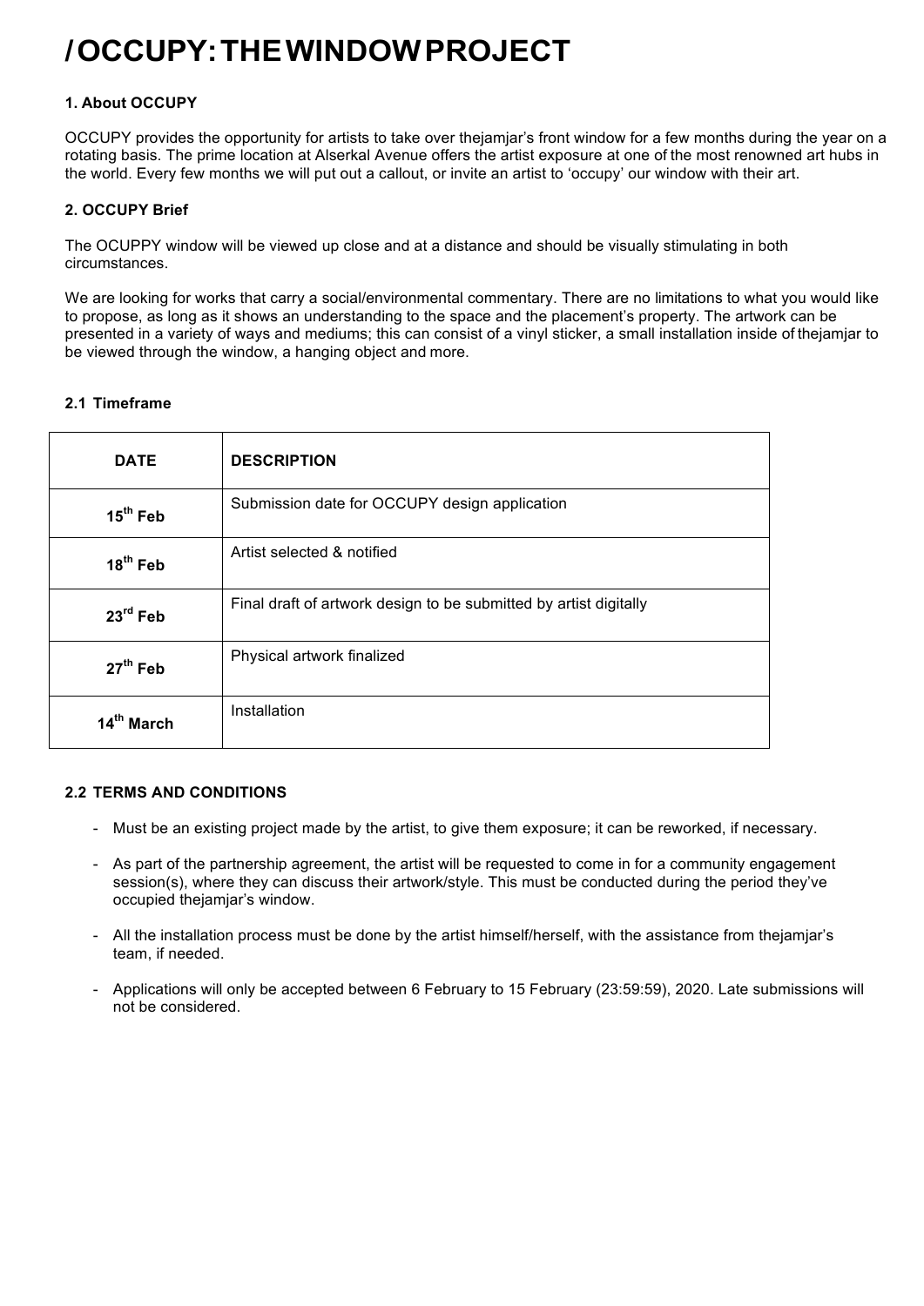# /OCCUPY: THE WINDOW PROJECT

### 1. About OCCUPY

OCCUPY provides the opportunity for artists to take over thejamjar's front window for a few months during the year on a rotating basis. The prime location at Alserkal Avenue offers the artist exposure at one of the most renowned art hubs in the world. Every few months we will put out a callout, or invite an artist to 'occupy' our window with their art.

### 2. OCCUPY Brief

The OCUPPY window will be viewed up close and at a distance and should be visually stimulating in both circumstances.

We are looking for works that carry a social/environmental commentary. There are no limitations to what you would like to propose, as long as it shows an understanding to the space and the placement's property. The artwork can be presented in a variety of ways and mediums; this can consist of a vinyl sticker, a small installation inside of thejamjar to be viewed through the window, a hanging object and more.

#### 2.1 Timeframe

| DATE | DESCRIPTION |
|---|---|
| 15th Feb | Submission date for OCCUPY design application |
| 18th Feb | Artist selected & notified |
| 23rd Feb | Final draft of artwork design to be submitted by artist digitally |
| 27th Feb | Physical artwork finalized |
| 14th March | Installation |

#### 2.2 TERMS AND CONDITIONS

- Must be an existing project made by the artist, to give them exposure; it can be reworked, if necessary.
- As part of the partnership agreement, the artist will be requested to come in for a community engagement session(s), where they can discuss their artwork/style. This must be conducted during the period they've occupied thejamjar's window.
- All the installation process must be done by the artist himself/herself, with the assistance from thejamjar's team, if needed.
- Applications will only be accepted between 6 February to 15 February (23:59:59), 2020. Late submissions will not be considered.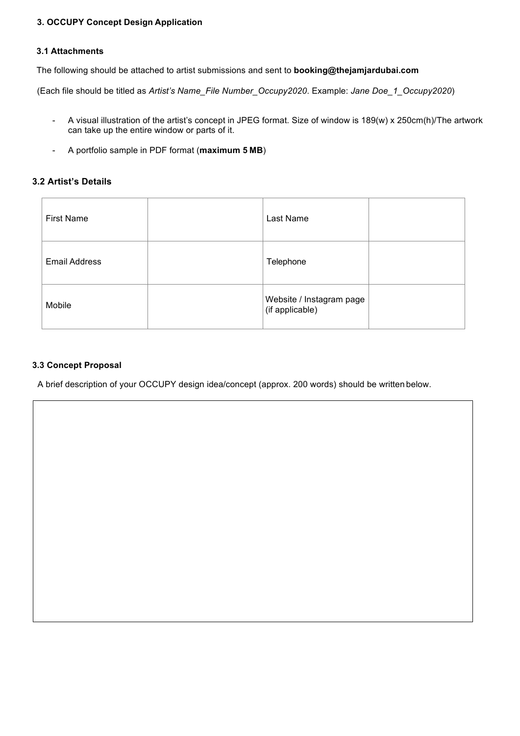### 3. OCCUPY Concept Design Application

#### 3.1 Attachments

The following should be attached to artist submissions and sent to **booking@thejamjardubai.com**

(Each file should be titled as *Artist's Name_File Number_Occupy2020*. Example: *Jane Doe_1_Occupy2020*)

- A visual illustration of the artist's concept in JPEG format. Size of window is 189(w) x 250cm(h)/The artwork can take up the entire window or parts of it.
- A portfolio sample in PDF format (**maximum 5 MB**)

#### 3.2 Artist's Details

| | | | |
|---|---|---|---|
| First Name | | Last Name | |
| Email Address | | Telephone | |
| Mobile | | Website / Instagram page (if applicable) | |

#### 3.3 Concept Proposal

A brief description of your OCCUPY design idea/concept (approx. 200 words) should be written below.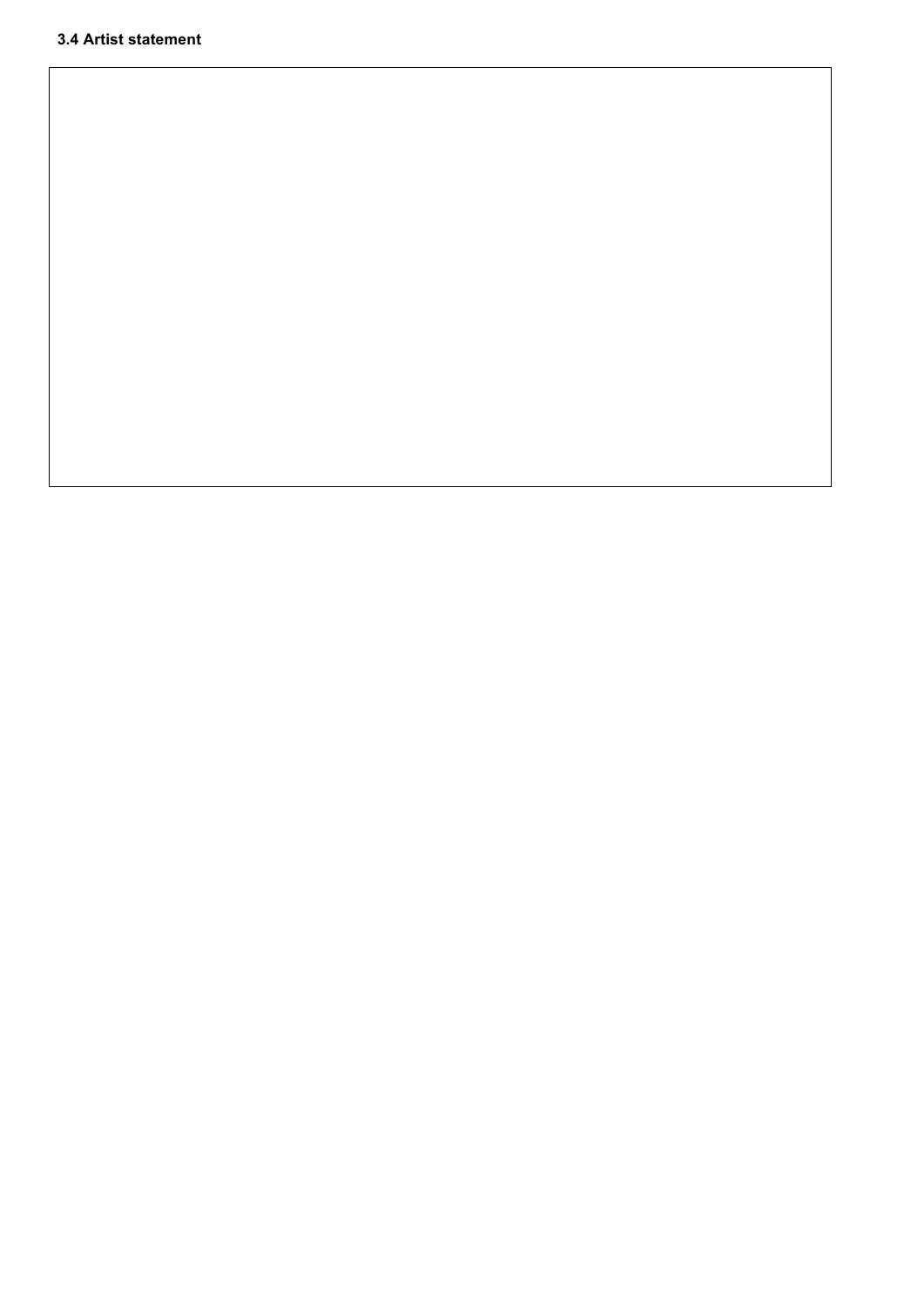### 3.4 Artist statement